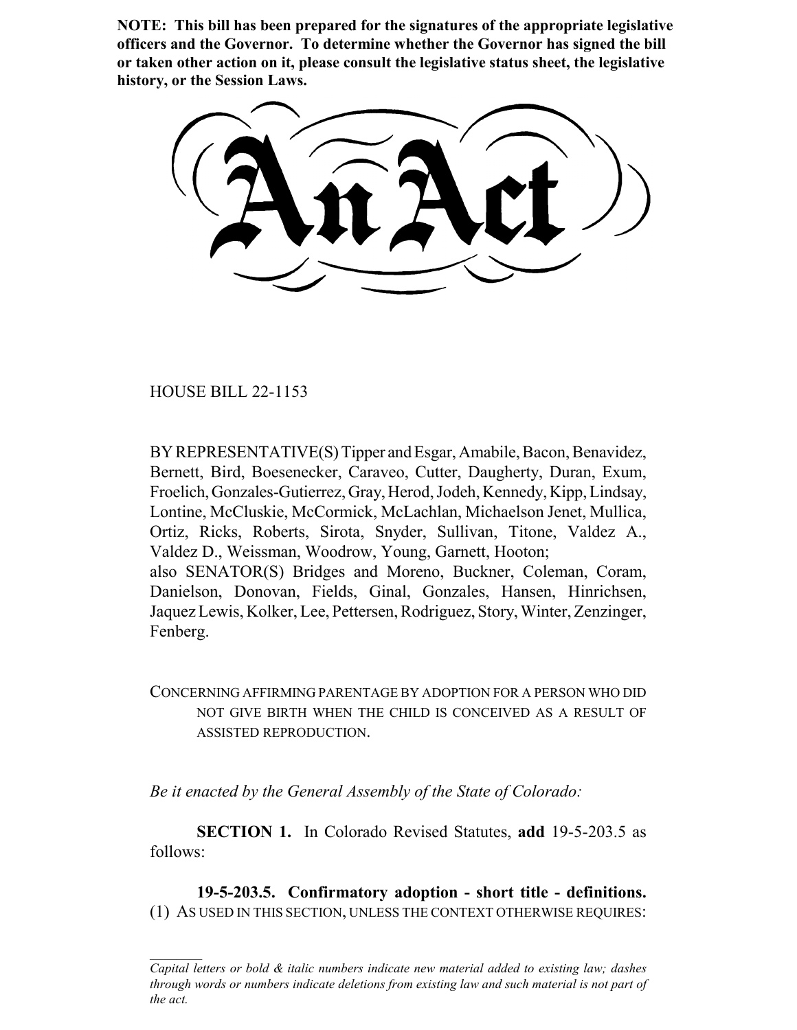**NOTE: This bill has been prepared for the signatures of the appropriate legislative officers and the Governor. To determine whether the Governor has signed the bill or taken other action on it, please consult the legislative status sheet, the legislative history, or the Session Laws.**

# An Act

HOUSE BILL 22-1153

BY REPRESENTATIVE(S) Tipper and Esgar, Amabile, Bacon, Benavidez, Bernett, Bird, Boesenecker, Caraveo, Cutter, Daugherty, Duran, Exum, Froelich, Gonzales-Gutierrez, Gray, Herod, Jodeh, Kennedy, Kipp, Lindsay, Lontine, McCluskie, McCormick, McLachlan, Michaelson Jenet, Mullica, Ortiz, Ricks, Roberts, Sirota, Snyder, Sullivan, Titone, Valdez A., Valdez D., Weissman, Woodrow, Young, Garnett, Hooton;
also SENATOR(S) Bridges and Moreno, Buckner, Coleman, Coram, Danielson, Donovan, Fields, Ginal, Gonzales, Hansen, Hinrichsen, Jaquez Lewis, Kolker, Lee, Pettersen, Rodriguez, Story, Winter, Zenzinger, Fenberg.

CONCERNING AFFIRMING PARENTAGE BY ADOPTION FOR A PERSON WHO DID NOT GIVE BIRTH WHEN THE CHILD IS CONCEIVED AS A RESULT OF ASSISTED REPRODUCTION.

*Be it enacted by the General Assembly of the State of Colorado:*

**SECTION 1.** In Colorado Revised Statutes, **add** 19-5-203.5 as follows:

**19-5-203.5. Confirmatory adoption - short title - definitions.** (1) AS USED IN THIS SECTION, UNLESS THE CONTEXT OTHERWISE REQUIRES:

*Capital letters or bold & italic numbers indicate new material added to existing law; dashes through words or numbers indicate deletions from existing law and such material is not part of the act.*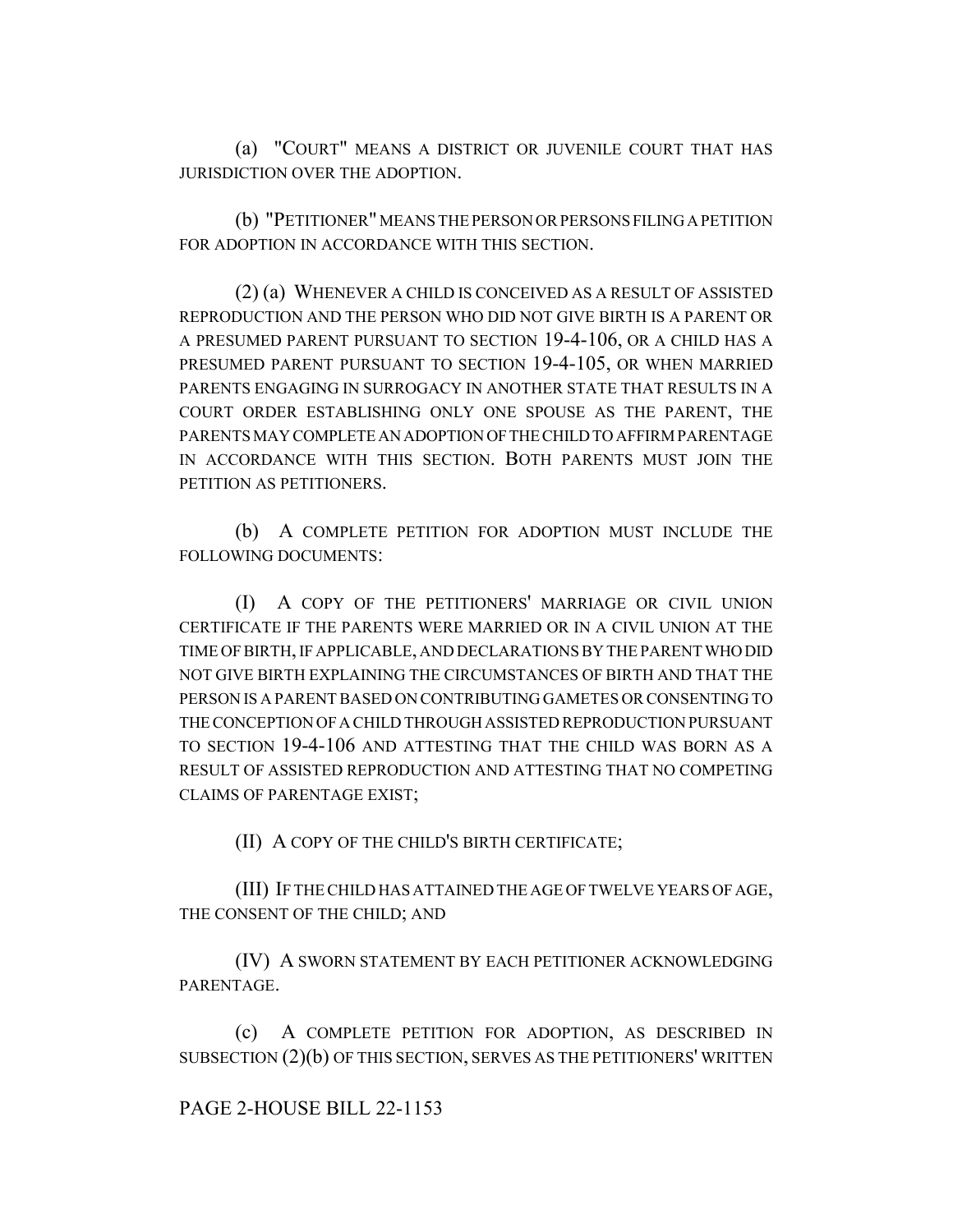(a) "COURT" MEANS A DISTRICT OR JUVENILE COURT THAT HAS JURISDICTION OVER THE ADOPTION.

(b) "PETITIONER" MEANS THE PERSON OR PERSONS FILING A PETITION FOR ADOPTION IN ACCORDANCE WITH THIS SECTION.

(2) (a) WHENEVER A CHILD IS CONCEIVED AS A RESULT OF ASSISTED REPRODUCTION AND THE PERSON WHO DID NOT GIVE BIRTH IS A PARENT OR A PRESUMED PARENT PURSUANT TO SECTION 19-4-106, OR A CHILD HAS A PRESUMED PARENT PURSUANT TO SECTION 19-4-105, OR WHEN MARRIED PARENTS ENGAGING IN SURROGACY IN ANOTHER STATE THAT RESULTS IN A COURT ORDER ESTABLISHING ONLY ONE SPOUSE AS THE PARENT, THE PARENTS MAY COMPLETE AN ADOPTION OF THE CHILD TO AFFIRM PARENTAGE IN ACCORDANCE WITH THIS SECTION. BOTH PARENTS MUST JOIN THE PETITION AS PETITIONERS.

(b) A COMPLETE PETITION FOR ADOPTION MUST INCLUDE THE FOLLOWING DOCUMENTS:

(I) A COPY OF THE PETITIONERS' MARRIAGE OR CIVIL UNION CERTIFICATE IF THE PARENTS WERE MARRIED OR IN A CIVIL UNION AT THE TIME OF BIRTH, IF APPLICABLE, AND DECLARATIONS BY THE PARENT WHO DID NOT GIVE BIRTH EXPLAINING THE CIRCUMSTANCES OF BIRTH AND THAT THE PERSON IS A PARENT BASED ON CONTRIBUTING GAMETES OR CONSENTING TO THE CONCEPTION OF A CHILD THROUGH ASSISTED REPRODUCTION PURSUANT TO SECTION 19-4-106 AND ATTESTING THAT THE CHILD WAS BORN AS A RESULT OF ASSISTED REPRODUCTION AND ATTESTING THAT NO COMPETING CLAIMS OF PARENTAGE EXIST;

(II) A COPY OF THE CHILD'S BIRTH CERTIFICATE;

(III) IF THE CHILD HAS ATTAINED THE AGE OF TWELVE YEARS OF AGE, THE CONSENT OF THE CHILD; AND

(IV) A SWORN STATEMENT BY EACH PETITIONER ACKNOWLEDGING PARENTAGE.

(c) A COMPLETE PETITION FOR ADOPTION, AS DESCRIBED IN SUBSECTION (2)(b) OF THIS SECTION, SERVES AS THE PETITIONERS' WRITTEN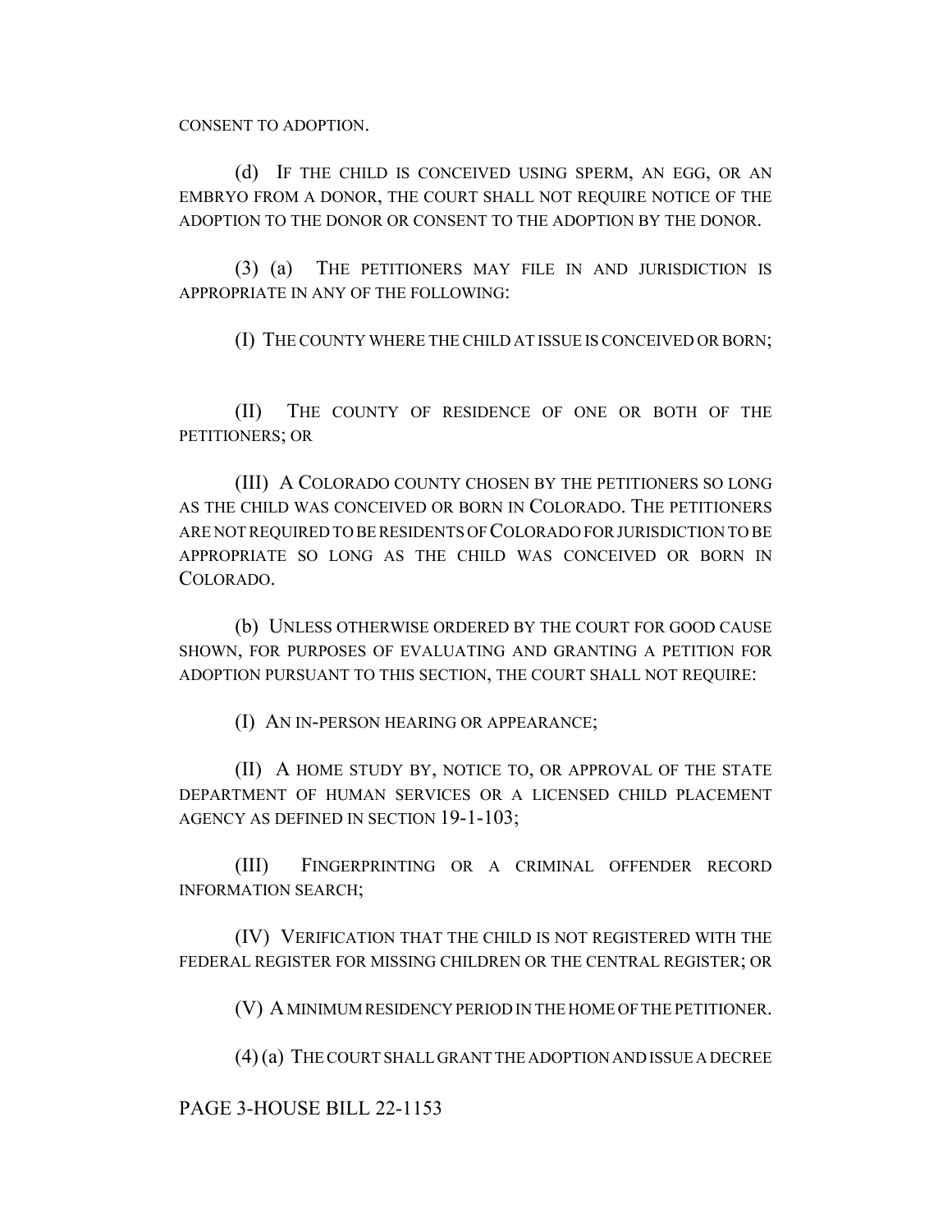CONSENT TO ADOPTION.

(d) IF THE CHILD IS CONCEIVED USING SPERM, AN EGG, OR AN EMBRYO FROM A DONOR, THE COURT SHALL NOT REQUIRE NOTICE OF THE ADOPTION TO THE DONOR OR CONSENT TO THE ADOPTION BY THE DONOR.

(3) (a) THE PETITIONERS MAY FILE IN AND JURISDICTION IS APPROPRIATE IN ANY OF THE FOLLOWING:

(I) THE COUNTY WHERE THE CHILD AT ISSUE IS CONCEIVED OR BORN;

(II) THE COUNTY OF RESIDENCE OF ONE OR BOTH OF THE PETITIONERS; OR

(III) A COLORADO COUNTY CHOSEN BY THE PETITIONERS SO LONG AS THE CHILD WAS CONCEIVED OR BORN IN COLORADO. THE PETITIONERS ARE NOT REQUIRED TO BE RESIDENTS OF COLORADO FOR JURISDICTION TO BE APPROPRIATE SO LONG AS THE CHILD WAS CONCEIVED OR BORN IN COLORADO.

(b) UNLESS OTHERWISE ORDERED BY THE COURT FOR GOOD CAUSE SHOWN, FOR PURPOSES OF EVALUATING AND GRANTING A PETITION FOR ADOPTION PURSUANT TO THIS SECTION, THE COURT SHALL NOT REQUIRE:

(I) AN IN-PERSON HEARING OR APPEARANCE;

(II) A HOME STUDY BY, NOTICE TO, OR APPROVAL OF THE STATE DEPARTMENT OF HUMAN SERVICES OR A LICENSED CHILD PLACEMENT AGENCY AS DEFINED IN SECTION 19-1-103;

(III) FINGERPRINTING OR A CRIMINAL OFFENDER RECORD INFORMATION SEARCH;

(IV) VERIFICATION THAT THE CHILD IS NOT REGISTERED WITH THE FEDERAL REGISTER FOR MISSING CHILDREN OR THE CENTRAL REGISTER; OR

(V) A MINIMUM RESIDENCY PERIOD IN THE HOME OF THE PETITIONER.

(4) (a) THE COURT SHALL GRANT THE ADOPTION AND ISSUE A DECREE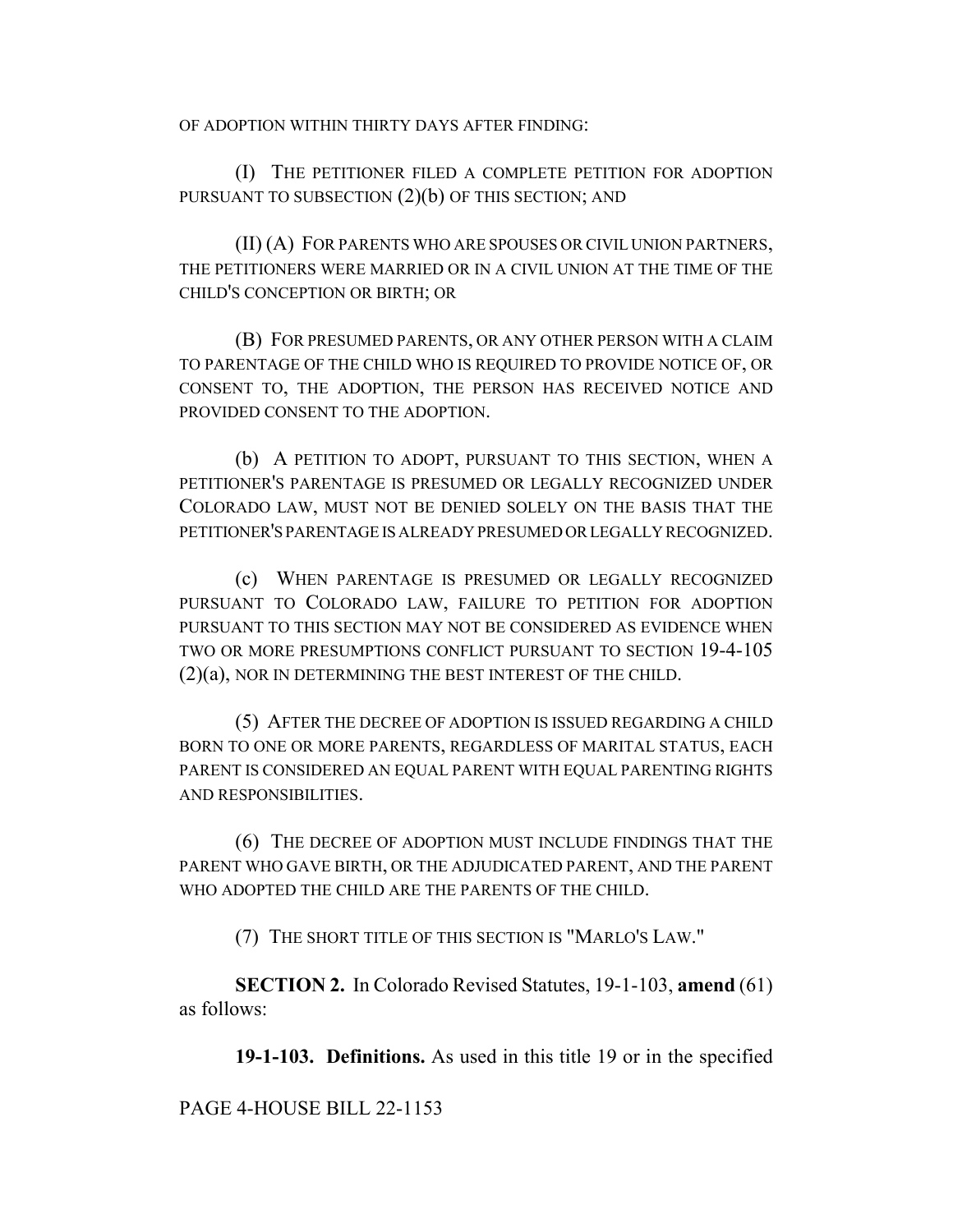OF ADOPTION WITHIN THIRTY DAYS AFTER FINDING:

(I) THE PETITIONER FILED A COMPLETE PETITION FOR ADOPTION PURSUANT TO SUBSECTION (2)(b) OF THIS SECTION; AND

(II) (A) FOR PARENTS WHO ARE SPOUSES OR CIVIL UNION PARTNERS, THE PETITIONERS WERE MARRIED OR IN A CIVIL UNION AT THE TIME OF THE CHILD'S CONCEPTION OR BIRTH; OR

(B) FOR PRESUMED PARENTS, OR ANY OTHER PERSON WITH A CLAIM TO PARENTAGE OF THE CHILD WHO IS REQUIRED TO PROVIDE NOTICE OF, OR CONSENT TO, THE ADOPTION, THE PERSON HAS RECEIVED NOTICE AND PROVIDED CONSENT TO THE ADOPTION.

(b) A PETITION TO ADOPT, PURSUANT TO THIS SECTION, WHEN A PETITIONER'S PARENTAGE IS PRESUMED OR LEGALLY RECOGNIZED UNDER COLORADO LAW, MUST NOT BE DENIED SOLELY ON THE BASIS THAT THE PETITIONER'S PARENTAGE IS ALREADY PRESUMED OR LEGALLY RECOGNIZED.

(c) WHEN PARENTAGE IS PRESUMED OR LEGALLY RECOGNIZED PURSUANT TO COLORADO LAW, FAILURE TO PETITION FOR ADOPTION PURSUANT TO THIS SECTION MAY NOT BE CONSIDERED AS EVIDENCE WHEN TWO OR MORE PRESUMPTIONS CONFLICT PURSUANT TO SECTION 19-4-105 (2)(a), NOR IN DETERMINING THE BEST INTEREST OF THE CHILD.

(5) AFTER THE DECREE OF ADOPTION IS ISSUED REGARDING A CHILD BORN TO ONE OR MORE PARENTS, REGARDLESS OF MARITAL STATUS, EACH PARENT IS CONSIDERED AN EQUAL PARENT WITH EQUAL PARENTING RIGHTS AND RESPONSIBILITIES.

(6) THE DECREE OF ADOPTION MUST INCLUDE FINDINGS THAT THE PARENT WHO GAVE BIRTH, OR THE ADJUDICATED PARENT, AND THE PARENT WHO ADOPTED THE CHILD ARE THE PARENTS OF THE CHILD.

(7) THE SHORT TITLE OF THIS SECTION IS "MARLO'S LAW."

**SECTION 2.** In Colorado Revised Statutes, 19-1-103, **amend** (61) as follows:

**19-1-103. Definitions.** As used in this title 19 or in the specified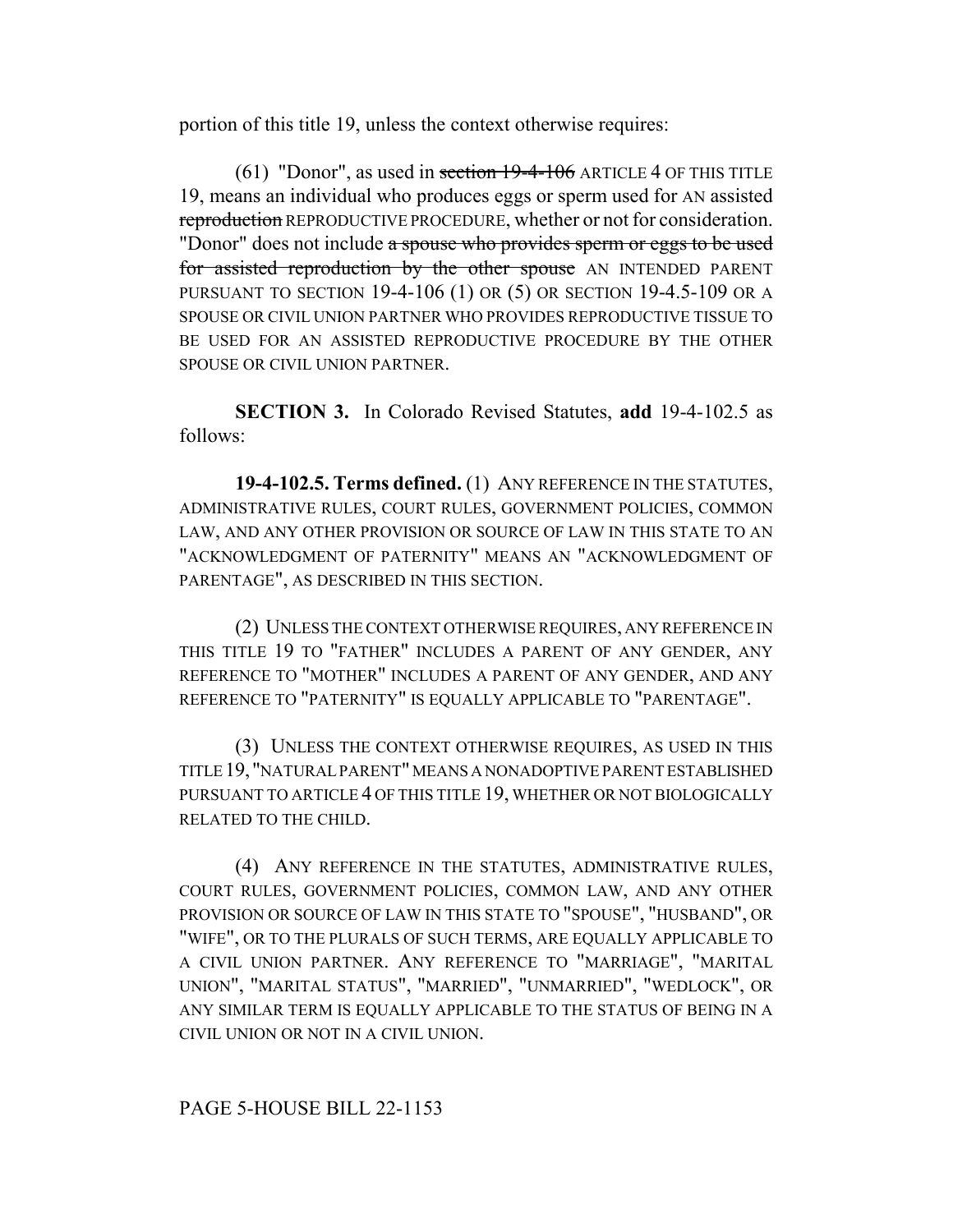portion of this title 19, unless the context otherwise requires:

(61) "Donor", as used in ~~section 19-4-106~~ ARTICLE 4 OF THIS TITLE 19, means an individual who produces eggs or sperm used for AN assisted ~~reproduction~~ REPRODUCTIVE PROCEDURE, whether or not for consideration. "Donor" does not include ~~a spouse who provides sperm or eggs to be used for assisted reproduction by the other spouse~~ AN INTENDED PARENT PURSUANT TO SECTION 19-4-106 (1) OR (5) OR SECTION 19-4.5-109 OR A SPOUSE OR CIVIL UNION PARTNER WHO PROVIDES REPRODUCTIVE TISSUE TO BE USED FOR AN ASSISTED REPRODUCTIVE PROCEDURE BY THE OTHER SPOUSE OR CIVIL UNION PARTNER.

**SECTION 3.** In Colorado Revised Statutes, **add** 19-4-102.5 as follows:

**19-4-102.5. Terms defined.** (1) ANY REFERENCE IN THE STATUTES, ADMINISTRATIVE RULES, COURT RULES, GOVERNMENT POLICIES, COMMON LAW, AND ANY OTHER PROVISION OR SOURCE OF LAW IN THIS STATE TO AN "ACKNOWLEDGMENT OF PATERNITY" MEANS AN "ACKNOWLEDGMENT OF PARENTAGE", AS DESCRIBED IN THIS SECTION.

(2) UNLESS THE CONTEXT OTHERWISE REQUIRES, ANY REFERENCE IN THIS TITLE 19 TO "FATHER" INCLUDES A PARENT OF ANY GENDER, ANY REFERENCE TO "MOTHER" INCLUDES A PARENT OF ANY GENDER, AND ANY REFERENCE TO "PATERNITY" IS EQUALLY APPLICABLE TO "PARENTAGE".

(3) UNLESS THE CONTEXT OTHERWISE REQUIRES, AS USED IN THIS TITLE 19, "NATURAL PARENT" MEANS A NONADOPTIVE PARENT ESTABLISHED PURSUANT TO ARTICLE 4 OF THIS TITLE 19, WHETHER OR NOT BIOLOGICALLY RELATED TO THE CHILD.

(4) ANY REFERENCE IN THE STATUTES, ADMINISTRATIVE RULES, COURT RULES, GOVERNMENT POLICIES, COMMON LAW, AND ANY OTHER PROVISION OR SOURCE OF LAW IN THIS STATE TO "SPOUSE", "HUSBAND", OR "WIFE", OR TO THE PLURALS OF SUCH TERMS, ARE EQUALLY APPLICABLE TO A CIVIL UNION PARTNER. ANY REFERENCE TO "MARRIAGE", "MARITAL UNION", "MARITAL STATUS", "MARRIED", "UNMARRIED", "WEDLOCK", OR ANY SIMILAR TERM IS EQUALLY APPLICABLE TO THE STATUS OF BEING IN A CIVIL UNION OR NOT IN A CIVIL UNION.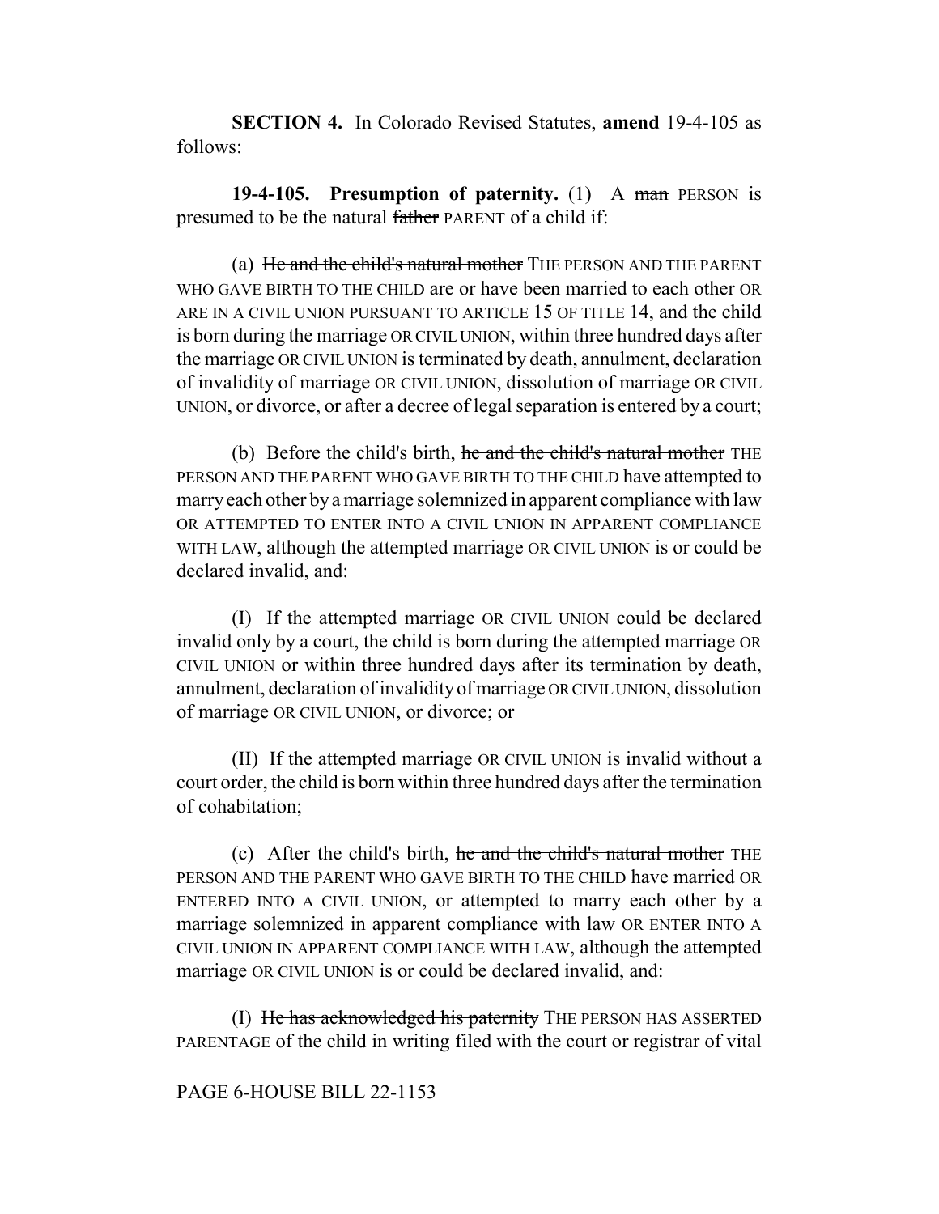**SECTION 4.** In Colorado Revised Statutes, **amend** 19-4-105 as follows:

**19-4-105. Presumption of paternity.** (1) A ~~man~~ PERSON is presumed to be the natural ~~father~~ PARENT of a child if:

(a) ~~He and the child's natural mother~~ THE PERSON AND THE PARENT WHO GAVE BIRTH TO THE CHILD are or have been married to each other OR ARE IN A CIVIL UNION PURSUANT TO ARTICLE 15 OF TITLE 14, and the child is born during the marriage OR CIVIL UNION, within three hundred days after the marriage OR CIVIL UNION is terminated by death, annulment, declaration of invalidity of marriage OR CIVIL UNION, dissolution of marriage OR CIVIL UNION, or divorce, or after a decree of legal separation is entered by a court;

(b) Before the child's birth, ~~he and the child's natural mother~~ THE PERSON AND THE PARENT WHO GAVE BIRTH TO THE CHILD have attempted to marry each other by a marriage solemnized in apparent compliance with law OR ATTEMPTED TO ENTER INTO A CIVIL UNION IN APPARENT COMPLIANCE WITH LAW, although the attempted marriage OR CIVIL UNION is or could be declared invalid, and:

(I) If the attempted marriage OR CIVIL UNION could be declared invalid only by a court, the child is born during the attempted marriage OR CIVIL UNION or within three hundred days after its termination by death, annulment, declaration of invalidity of marriage OR CIVIL UNION, dissolution of marriage OR CIVIL UNION, or divorce; or

(II) If the attempted marriage OR CIVIL UNION is invalid without a court order, the child is born within three hundred days after the termination of cohabitation;

(c) After the child's birth, ~~he and the child's natural mother~~ THE PERSON AND THE PARENT WHO GAVE BIRTH TO THE CHILD have married OR ENTERED INTO A CIVIL UNION, or attempted to marry each other by a marriage solemnized in apparent compliance with law OR ENTER INTO A CIVIL UNION IN APPARENT COMPLIANCE WITH LAW, although the attempted marriage OR CIVIL UNION is or could be declared invalid, and:

(I) ~~He has acknowledged his paternity~~ THE PERSON HAS ASSERTED PARENTAGE of the child in writing filed with the court or registrar of vital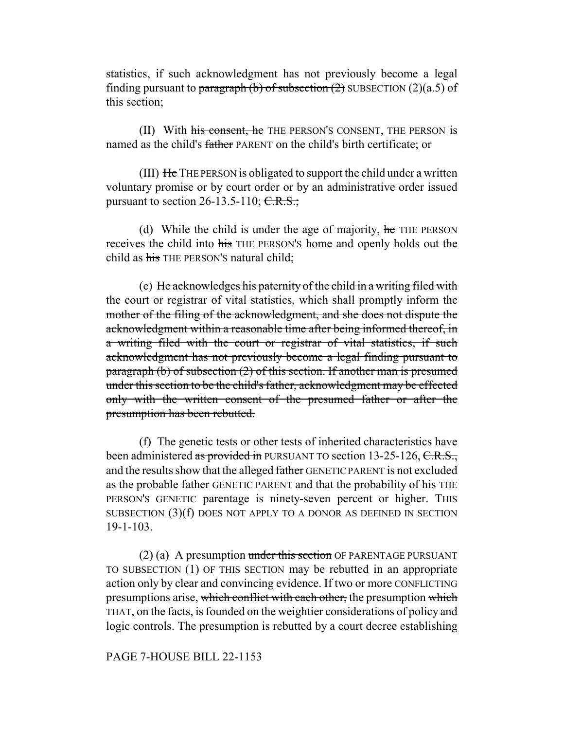statistics, if such acknowledgment has not previously become a legal finding pursuant to ~~paragraph (b) of subsection (2)~~ SUBSECTION (2)(a.5) of this section;

(II) With ~~his consent, he~~ THE PERSON'S CONSENT, THE PERSON is named as the child's ~~father~~ PARENT on the child's birth certificate; or

(III) ~~He~~ THE PERSON is obligated to support the child under a written voluntary promise or by court order or by an administrative order issued pursuant to section 26-13.5-110; ~~C.R.S.;~~

(d) While the child is under the age of majority, ~~he~~ THE PERSON receives the child into ~~his~~ THE PERSON'S home and openly holds out the child as ~~his~~ THE PERSON'S natural child;

(e) ~~He acknowledges his paternity of the child in a writing filed with the court or registrar of vital statistics, which shall promptly inform the mother of the filing of the acknowledgment, and she does not dispute the acknowledgment within a reasonable time after being informed thereof, in a writing filed with the court or registrar of vital statistics, if such acknowledgment has not previously become a legal finding pursuant to paragraph (b) of subsection (2) of this section. If another man is presumed under this section to be the child's father, acknowledgment may be effected only with the written consent of the presumed father or after the presumption has been rebutted.~~

(f) The genetic tests or other tests of inherited characteristics have been administered ~~as provided in~~ PURSUANT TO section 13-25-126, ~~C.R.S.,~~ and the results show that the alleged ~~father~~ GENETIC PARENT is not excluded as the probable ~~father~~ GENETIC PARENT and that the probability of ~~his~~ THE PERSON'S GENETIC parentage is ninety-seven percent or higher. THIS SUBSECTION (3)(f) DOES NOT APPLY TO A DONOR AS DEFINED IN SECTION 19-1-103.

(2) (a) A presumption ~~under this section~~ OF PARENTAGE PURSUANT TO SUBSECTION (1) OF THIS SECTION may be rebutted in an appropriate action only by clear and convincing evidence. If two or more CONFLICTING presumptions arise, ~~which conflict with each other,~~ the presumption ~~which~~ THAT, on the facts, is founded on the weightier considerations of policy and logic controls. The presumption is rebutted by a court decree establishing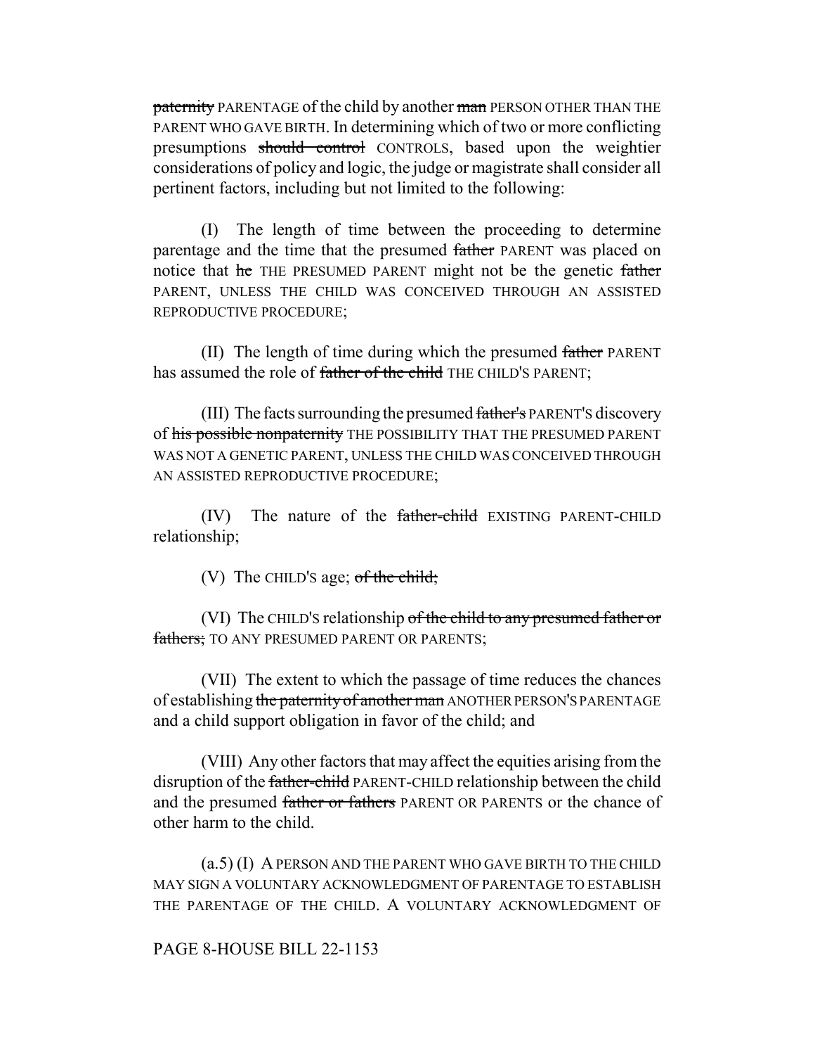~~paternity~~ PARENTAGE of the child by another ~~man~~ PERSON OTHER THAN THE PARENT WHO GAVE BIRTH. In determining which of two or more conflicting presumptions ~~should control~~ CONTROLS, based upon the weightier considerations of policy and logic, the judge or magistrate shall consider all pertinent factors, including but not limited to the following:

(I) The length of time between the proceeding to determine parentage and the time that the presumed ~~father~~ PARENT was placed on notice that ~~he~~ THE PRESUMED PARENT might not be the genetic ~~father~~ PARENT, UNLESS THE CHILD WAS CONCEIVED THROUGH AN ASSISTED REPRODUCTIVE PROCEDURE;

(II) The length of time during which the presumed ~~father~~ PARENT has assumed the role of ~~father of the child~~ THE CHILD'S PARENT;

(III) The facts surrounding the presumed ~~father's~~ PARENT'S discovery of ~~his possible nonpaternity~~ THE POSSIBILITY THAT THE PRESUMED PARENT WAS NOT A GENETIC PARENT, UNLESS THE CHILD WAS CONCEIVED THROUGH AN ASSISTED REPRODUCTIVE PROCEDURE;

(IV) The nature of the ~~father-child~~ EXISTING PARENT-CHILD relationship;

(V) The CHILD'S age; ~~of the child;~~

(VI) The CHILD'S relationship ~~of the child to any presumed father or fathers;~~ TO ANY PRESUMED PARENT OR PARENTS;

(VII) The extent to which the passage of time reduces the chances of establishing ~~the paternity of another man~~ ANOTHER PERSON'S PARENTAGE and a child support obligation in favor of the child; and

(VIII) Any other factors that may affect the equities arising from the disruption of the ~~father-child~~ PARENT-CHILD relationship between the child and the presumed ~~father or fathers~~ PARENT OR PARENTS or the chance of other harm to the child.

(a.5) (I) A PERSON AND THE PARENT WHO GAVE BIRTH TO THE CHILD MAY SIGN A VOLUNTARY ACKNOWLEDGMENT OF PARENTAGE TO ESTABLISH THE PARENTAGE OF THE CHILD. A VOLUNTARY ACKNOWLEDGMENT OF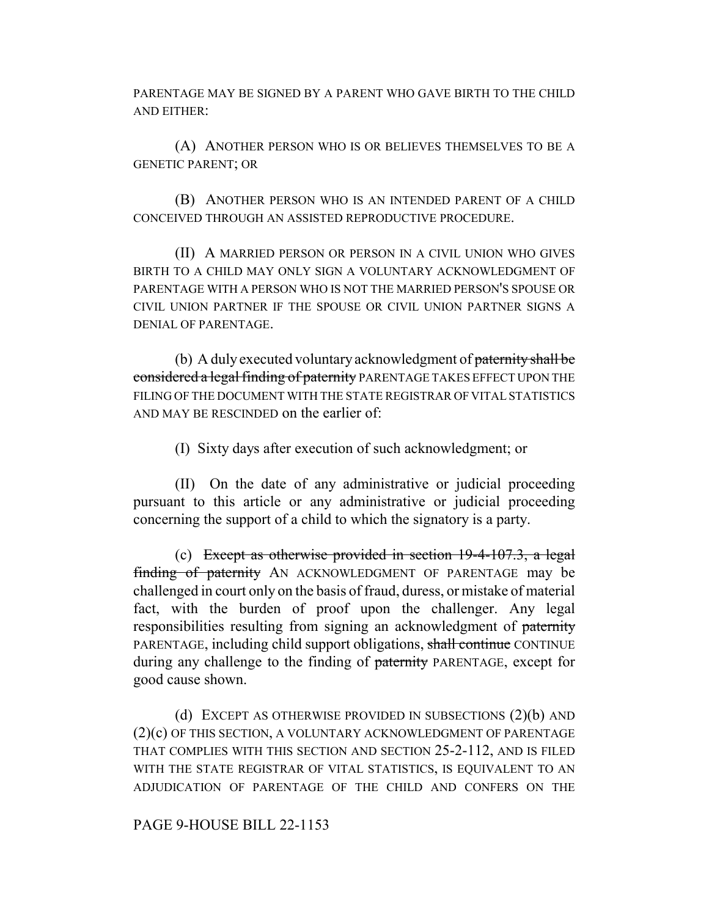PARENTAGE MAY BE SIGNED BY A PARENT WHO GAVE BIRTH TO THE CHILD AND EITHER:

(A) ANOTHER PERSON WHO IS OR BELIEVES THEMSELVES TO BE A GENETIC PARENT; OR

(B) ANOTHER PERSON WHO IS AN INTENDED PARENT OF A CHILD CONCEIVED THROUGH AN ASSISTED REPRODUCTIVE PROCEDURE.

(II) A MARRIED PERSON OR PERSON IN A CIVIL UNION WHO GIVES BIRTH TO A CHILD MAY ONLY SIGN A VOLUNTARY ACKNOWLEDGMENT OF PARENTAGE WITH A PERSON WHO IS NOT THE MARRIED PERSON'S SPOUSE OR CIVIL UNION PARTNER IF THE SPOUSE OR CIVIL UNION PARTNER SIGNS A DENIAL OF PARENTAGE.

(b) A duly executed voluntary acknowledgment of ~~paternity shall be considered a legal finding of paternity~~ PARENTAGE TAKES EFFECT UPON THE FILING OF THE DOCUMENT WITH THE STATE REGISTRAR OF VITAL STATISTICS AND MAY BE RESCINDED on the earlier of:

(I) Sixty days after execution of such acknowledgment; or

(II) On the date of any administrative or judicial proceeding pursuant to this article or any administrative or judicial proceeding concerning the support of a child to which the signatory is a party.

(c) ~~Except as otherwise provided in section 19-4-107.3, a legal finding of paternity~~ AN ACKNOWLEDGMENT OF PARENTAGE may be challenged in court only on the basis of fraud, duress, or mistake of material fact, with the burden of proof upon the challenger. Any legal responsibilities resulting from signing an acknowledgment of ~~paternity~~ PARENTAGE, including child support obligations, ~~shall continue~~ CONTINUE during any challenge to the finding of ~~paternity~~ PARENTAGE, except for good cause shown.

(d) EXCEPT AS OTHERWISE PROVIDED IN SUBSECTIONS (2)(b) AND (2)(c) OF THIS SECTION, A VOLUNTARY ACKNOWLEDGMENT OF PARENTAGE THAT COMPLIES WITH THIS SECTION AND SECTION 25-2-112, AND IS FILED WITH THE STATE REGISTRAR OF VITAL STATISTICS, IS EQUIVALENT TO AN ADJUDICATION OF PARENTAGE OF THE CHILD AND CONFERS ON THE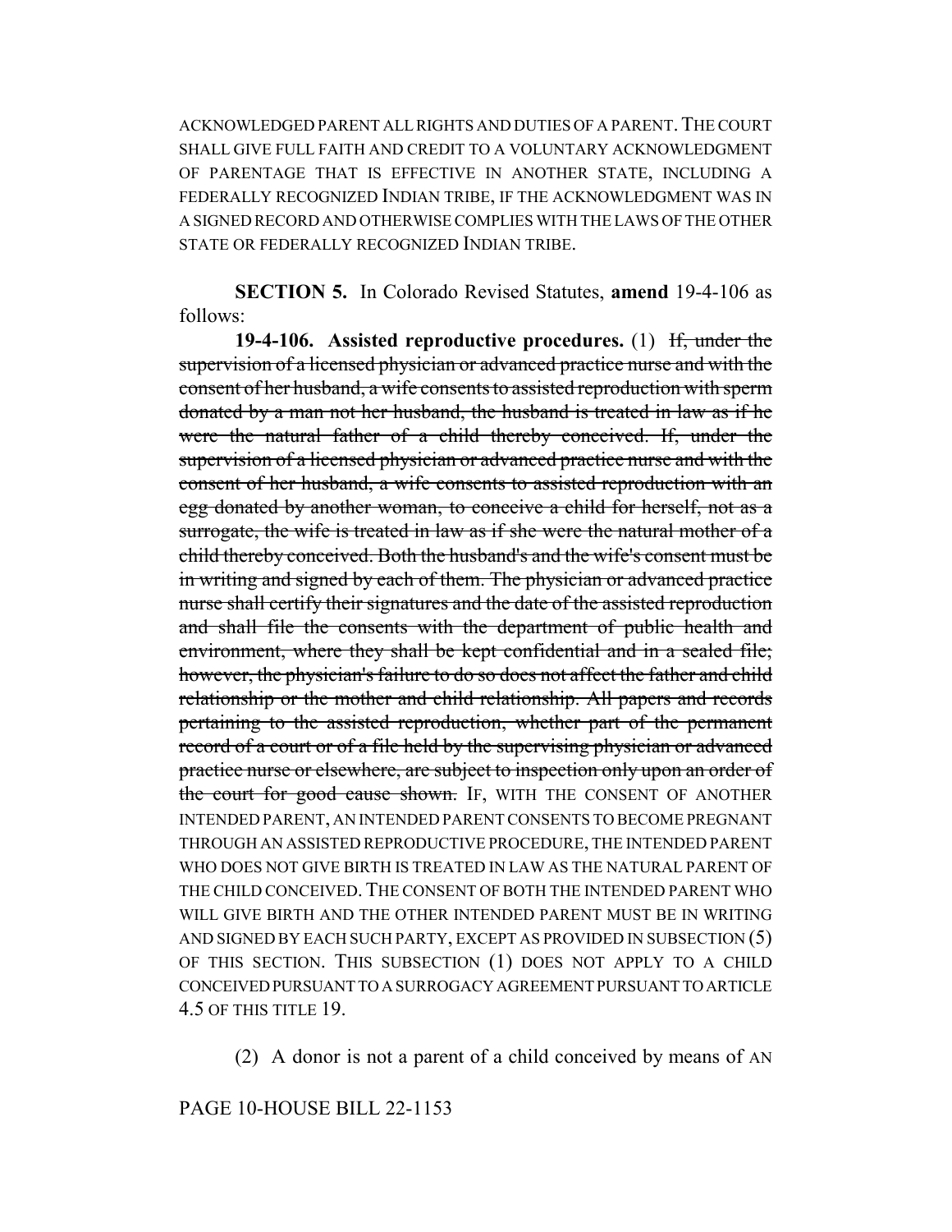ACKNOWLEDGED PARENT ALL RIGHTS AND DUTIES OF A PARENT. THE COURT SHALL GIVE FULL FAITH AND CREDIT TO A VOLUNTARY ACKNOWLEDGMENT OF PARENTAGE THAT IS EFFECTIVE IN ANOTHER STATE, INCLUDING A FEDERALLY RECOGNIZED INDIAN TRIBE, IF THE ACKNOWLEDGMENT WAS IN A SIGNED RECORD AND OTHERWISE COMPLIES WITH THE LAWS OF THE OTHER STATE OR FEDERALLY RECOGNIZED INDIAN TRIBE.

**SECTION 5.** In Colorado Revised Statutes, **amend** 19-4-106 as follows:

**19-4-106. Assisted reproductive procedures.** (1) ~~If, under the supervision of a licensed physician or advanced practice nurse and with the consent of her husband, a wife consents to assisted reproduction with sperm donated by a man not her husband, the husband is treated in law as if he were the natural father of a child thereby conceived. If, under the supervision of a licensed physician or advanced practice nurse and with the consent of her husband, a wife consents to assisted reproduction with an egg donated by another woman, to conceive a child for herself, not as a surrogate, the wife is treated in law as if she were the natural mother of a child thereby conceived. Both the husband's and the wife's consent must be in writing and signed by each of them. The physician or advanced practice nurse shall certify their signatures and the date of the assisted reproduction and shall file the consents with the department of public health and environment, where they shall be kept confidential and in a sealed file; however, the physician's failure to do so does not affect the father and child relationship or the mother and child relationship. All papers and records pertaining to the assisted reproduction, whether part of the permanent record of a court or of a file held by the supervising physician or advanced practice nurse or elsewhere, are subject to inspection only upon an order of the court for good cause shown.~~ IF, WITH THE CONSENT OF ANOTHER INTENDED PARENT, AN INTENDED PARENT CONSENTS TO BECOME PREGNANT THROUGH AN ASSISTED REPRODUCTIVE PROCEDURE, THE INTENDED PARENT WHO DOES NOT GIVE BIRTH IS TREATED IN LAW AS THE NATURAL PARENT OF THE CHILD CONCEIVED. THE CONSENT OF BOTH THE INTENDED PARENT WHO WILL GIVE BIRTH AND THE OTHER INTENDED PARENT MUST BE IN WRITING AND SIGNED BY EACH SUCH PARTY, EXCEPT AS PROVIDED IN SUBSECTION (5) OF THIS SECTION. THIS SUBSECTION (1) DOES NOT APPLY TO A CHILD CONCEIVED PURSUANT TO A SURROGACY AGREEMENT PURSUANT TO ARTICLE 4.5 OF THIS TITLE 19.

(2) A donor is not a parent of a child conceived by means of AN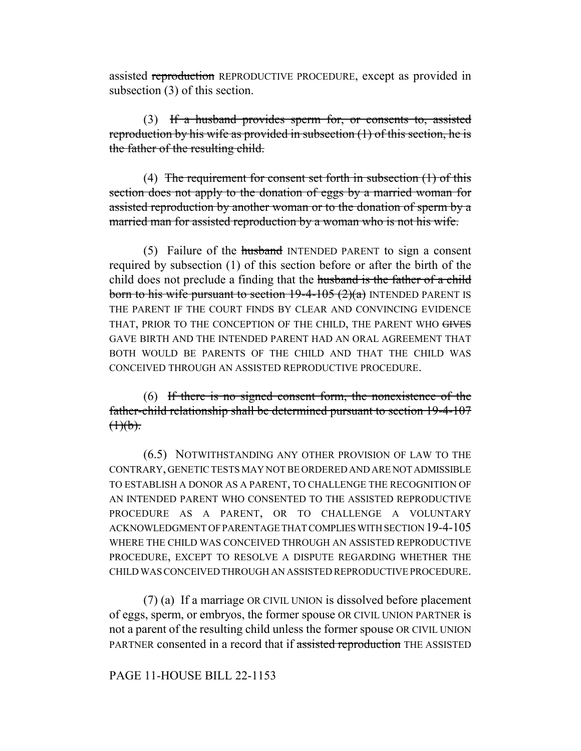assisted ~~reproduction~~ REPRODUCTIVE PROCEDURE, except as provided in subsection (3) of this section.

(3) ~~If a husband provides sperm for, or consents to, assisted reproduction by his wife as provided in subsection (1) of this section, he is the father of the resulting child.~~

(4) ~~The requirement for consent set forth in subsection (1) of this section does not apply to the donation of eggs by a married woman for assisted reproduction by another woman or to the donation of sperm by a married man for assisted reproduction by a woman who is not his wife.~~

(5) Failure of the ~~husband~~ INTENDED PARENT to sign a consent required by subsection (1) of this section before or after the birth of the child does not preclude a finding that the ~~husband is the father of a child born to his wife pursuant to section 19-4-105 (2)(a)~~ INTENDED PARENT IS THE PARENT IF THE COURT FINDS BY CLEAR AND CONVINCING EVIDENCE THAT, PRIOR TO THE CONCEPTION OF THE CHILD, THE PARENT WHO ~~GIVES~~ GAVE BIRTH AND THE INTENDED PARENT HAD AN ORAL AGREEMENT THAT BOTH WOULD BE PARENTS OF THE CHILD AND THAT THE CHILD WAS CONCEIVED THROUGH AN ASSISTED REPRODUCTIVE PROCEDURE.

(6) ~~If there is no signed consent form, the nonexistence of the father-child relationship shall be determined pursuant to section 19-4-107 (1)(b).~~

(6.5) NOTWITHSTANDING ANY OTHER PROVISION OF LAW TO THE CONTRARY, GENETIC TESTS MAY NOT BE ORDERED AND ARE NOT ADMISSIBLE TO ESTABLISH A DONOR AS A PARENT, TO CHALLENGE THE RECOGNITION OF AN INTENDED PARENT WHO CONSENTED TO THE ASSISTED REPRODUCTIVE PROCEDURE AS A PARENT, OR TO CHALLENGE A VOLUNTARY ACKNOWLEDGMENT OF PARENTAGE THAT COMPLIES WITH SECTION 19-4-105 WHERE THE CHILD WAS CONCEIVED THROUGH AN ASSISTED REPRODUCTIVE PROCEDURE, EXCEPT TO RESOLVE A DISPUTE REGARDING WHETHER THE CHILD WAS CONCEIVED THROUGH AN ASSISTED REPRODUCTIVE PROCEDURE.

(7) (a) If a marriage OR CIVIL UNION is dissolved before placement of eggs, sperm, or embryos, the former spouse OR CIVIL UNION PARTNER is not a parent of the resulting child unless the former spouse OR CIVIL UNION PARTNER consented in a record that if ~~assisted reproduction~~ THE ASSISTED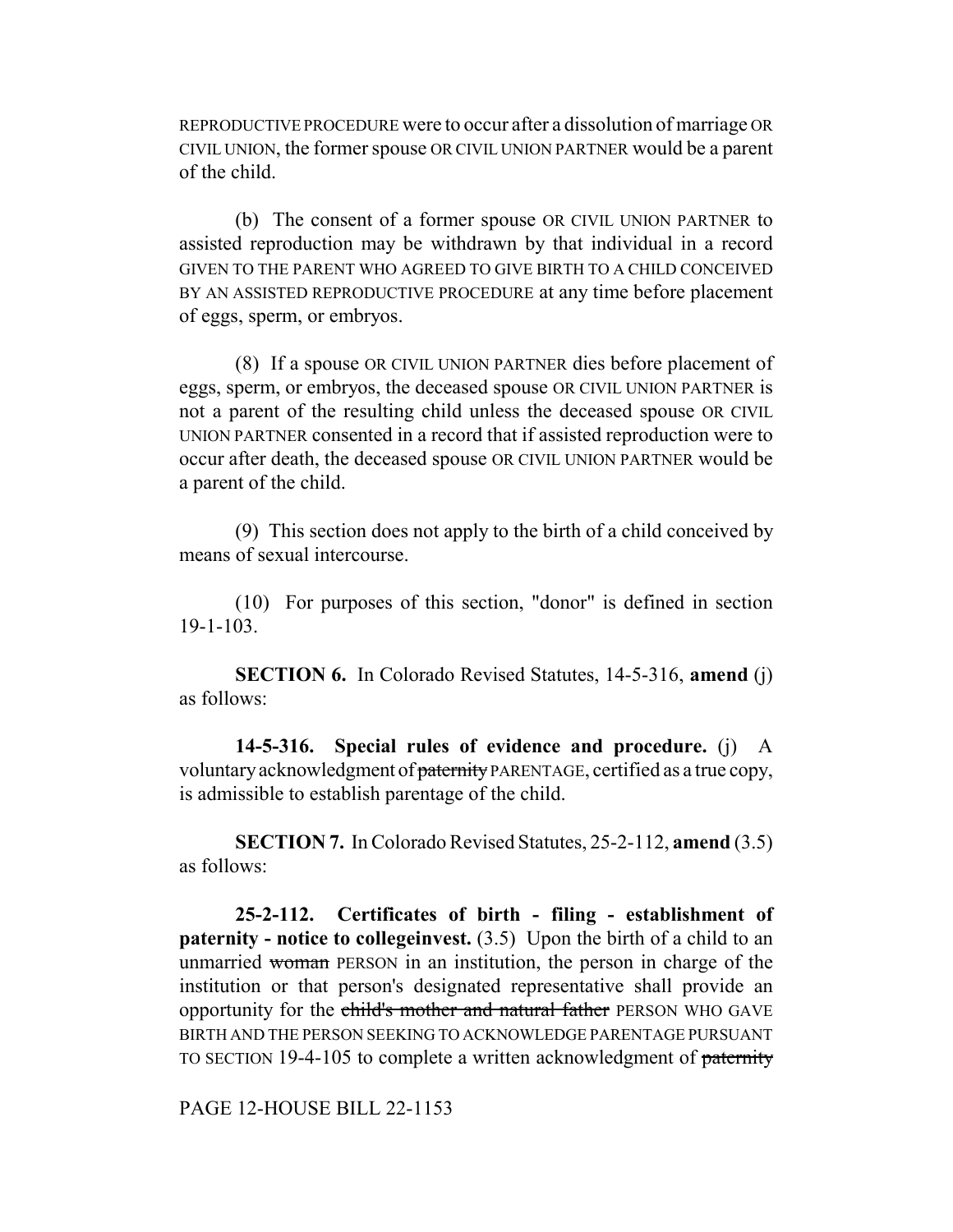REPRODUCTIVE PROCEDURE were to occur after a dissolution of marriage OR CIVIL UNION, the former spouse OR CIVIL UNION PARTNER would be a parent of the child.

(b) The consent of a former spouse OR CIVIL UNION PARTNER to assisted reproduction may be withdrawn by that individual in a record GIVEN TO THE PARENT WHO AGREED TO GIVE BIRTH TO A CHILD CONCEIVED BY AN ASSISTED REPRODUCTIVE PROCEDURE at any time before placement of eggs, sperm, or embryos.

(8) If a spouse OR CIVIL UNION PARTNER dies before placement of eggs, sperm, or embryos, the deceased spouse OR CIVIL UNION PARTNER is not a parent of the resulting child unless the deceased spouse OR CIVIL UNION PARTNER consented in a record that if assisted reproduction were to occur after death, the deceased spouse OR CIVIL UNION PARTNER would be a parent of the child.

(9) This section does not apply to the birth of a child conceived by means of sexual intercourse.

(10) For purposes of this section, "donor" is defined in section 19-1-103.

**SECTION 6.** In Colorado Revised Statutes, 14-5-316, **amend** (j) as follows:

**14-5-316. Special rules of evidence and procedure.** (j) A voluntary acknowledgment of ~~paternity~~ PARENTAGE, certified as a true copy, is admissible to establish parentage of the child.

**SECTION 7.** In Colorado Revised Statutes, 25-2-112, **amend** (3.5) as follows:

**25-2-112. Certificates of birth - filing - establishment of paternity - notice to collegeinvest.** (3.5) Upon the birth of a child to an unmarried ~~woman~~ PERSON in an institution, the person in charge of the institution or that person's designated representative shall provide an opportunity for the ~~child's mother and natural father~~ PERSON WHO GAVE BIRTH AND THE PERSON SEEKING TO ACKNOWLEDGE PARENTAGE PURSUANT TO SECTION 19-4-105 to complete a written acknowledgment of ~~paternity~~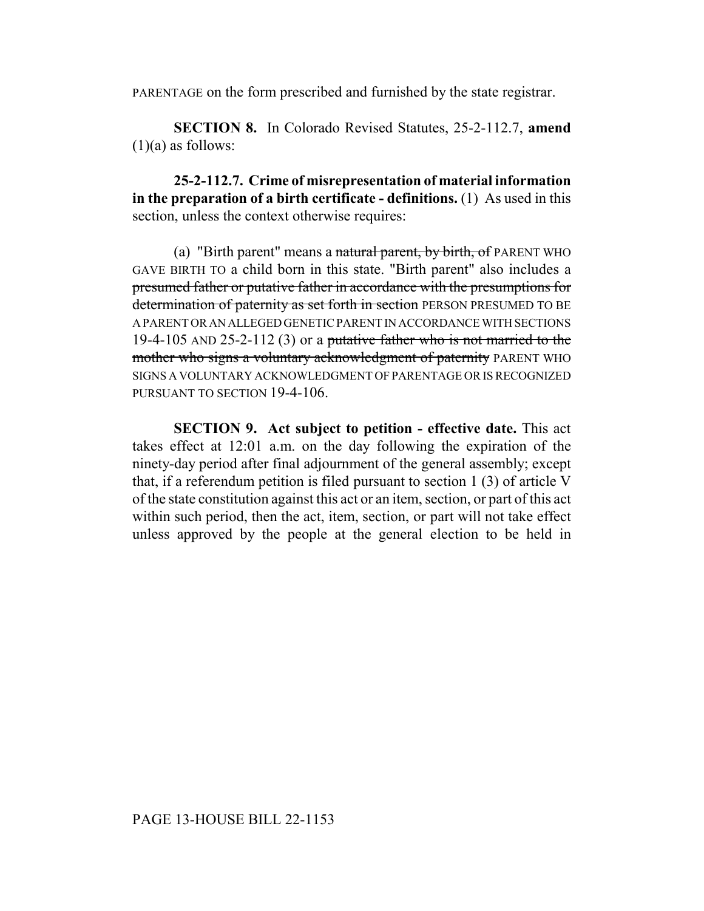PARENTAGE on the form prescribed and furnished by the state registrar.

**SECTION 8.** In Colorado Revised Statutes, 25-2-112.7, **amend** (1)(a) as follows:

**25-2-112.7. Crime of misrepresentation of material information in the preparation of a birth certificate - definitions.** (1) As used in this section, unless the context otherwise requires:

(a) "Birth parent" means a ~~natural parent, by birth, of~~ PARENT WHO GAVE BIRTH TO a child born in this state. "Birth parent" also includes a ~~presumed father or putative father in accordance with the presumptions for determination of paternity as set forth in section~~ PERSON PRESUMED TO BE A PARENT OR AN ALLEGED GENETIC PARENT IN ACCORDANCE WITH SECTIONS 19-4-105 AND 25-2-112 (3) or a ~~putative father who is not married to the mother who signs a voluntary acknowledgment of paternity~~ PARENT WHO SIGNS A VOLUNTARY ACKNOWLEDGMENT OF PARENTAGE OR IS RECOGNIZED PURSUANT TO SECTION 19-4-106.

**SECTION 9. Act subject to petition - effective date.** This act takes effect at 12:01 a.m. on the day following the expiration of the ninety-day period after final adjournment of the general assembly; except that, if a referendum petition is filed pursuant to section 1 (3) of article V of the state constitution against this act or an item, section, or part of this act within such period, then the act, item, section, or part will not take effect unless approved by the people at the general election to be held in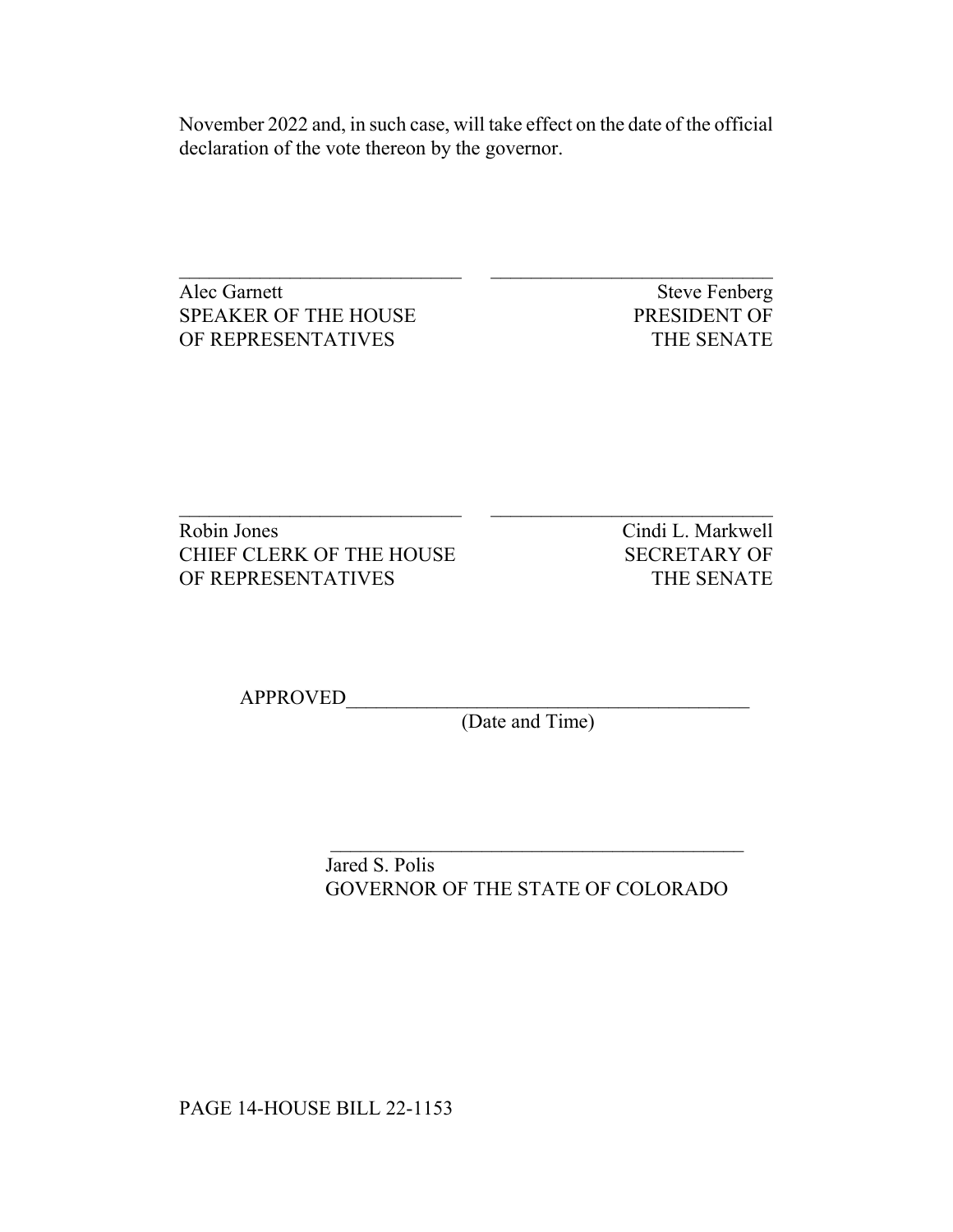November 2022 and, in such case, will take effect on the date of the official declaration of the vote thereon by the governor.

| | |
|---|---|
| \_\_\_\_\_\_\_\_\_\_\_\_\_\_\_\_\_\_\_\_\_\_\_\_\_\_\_\_ | \_\_\_\_\_\_\_\_\_\_\_\_\_\_\_\_\_\_\_\_\_\_\_\_\_\_\_\_ |
| Alec Garnett | Steve Fenberg |
| SPEAKER OF THE HOUSE OF REPRESENTATIVES | PRESIDENT OF THE SENATE |

| | |
|---|---|
| \_\_\_\_\_\_\_\_\_\_\_\_\_\_\_\_\_\_\_\_\_\_\_\_\_\_\_\_ | \_\_\_\_\_\_\_\_\_\_\_\_\_\_\_\_\_\_\_\_\_\_\_\_\_\_\_\_ |
| Robin Jones | Cindi L. Markwell |
| CHIEF CLERK OF THE HOUSE OF REPRESENTATIVES | SECRETARY OF THE SENATE |

APPROVED\_\_\_\_\_\_\_\_\_\_\_\_\_\_\_\_\_\_\_\_\_\_\_\_\_\_\_\_\_\_\_\_\_\_\_\_\_\_\_\_
(Date and Time)

\_\_\_\_\_\_\_\_\_\_\_\_\_\_\_\_\_\_\_\_\_\_\_\_\_\_\_\_\_\_\_\_\_\_\_\_\_\_\_\_\_\_
Jared S. Polis
GOVERNOR OF THE STATE OF COLORADO

PAGE 14-HOUSE BILL 22-1153